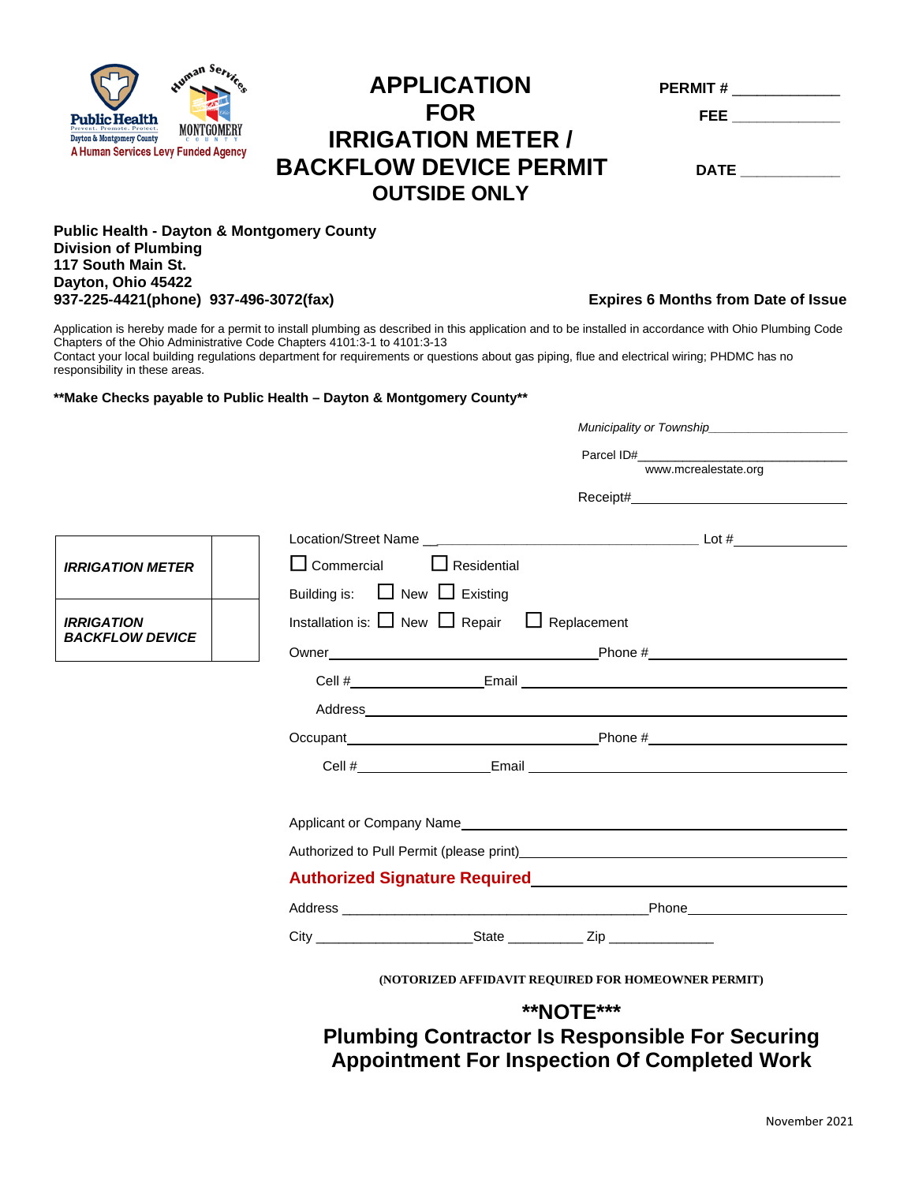Public Health
Prevent. Promote. Protect.
Dayton & Montgomery County
A Human Services Levy Funded Agency

# APPLICATION FOR IRRIGATION METER / BACKFLOW DEVICE PERMIT
## OUTSIDE ONLY

**PERMIT #** _____________

**FEE** _____________

**DATE** ____________

**Public Health - Dayton & Montgomery County**
**Division of Plumbing**
**117 South Main St.**
**Dayton, Ohio 45422**
**937-225-4421(phone) 937-496-3072(fax)**

**Expires 6 Months from Date of Issue**

Application is hereby made for a permit to install plumbing as described in this application and to be installed in accordance with Ohio Plumbing Code Chapters of the Ohio Administrative Code Chapters 4101:3-1 to 4101:3-13
Contact your local building regulations department for requirements or questions about gas piping, flue and electrical wiring; PHDMC has no responsibility in these areas.

**\*\*Make Checks payable to Public Health – Dayton & Montgomery County\*\***

*Municipality or Township*____________________

Parcel ID#______________________________
www.mcrealestate.org

Receipt#______________________________

| | |
|---|---|
| ***IRRIGATION METER*** | |
| ***IRRIGATION BACKFLOW DEVICE*** | |

Location/Street Name ______________________________________ Lot #______________

☐ Commercial ☐ Residential

Building is: ☐ New ☐ Existing

Installation is: ☐ New ☐ Repair ☐ Replacement

Owner______________________________________Phone #____________________________

Cell #____________________Email ____________________________________________

Address______________________________________________________________________

Occupant______________________________________Phone #____________________________

Cell #____________________Email ____________________________________________

Applicant or Company Name____________________________________________________

Authorized to Pull Permit (please print)__________________________________________

**Authorized Signature Required**______________________________________________

Address ____________________________________________Phone____________________

City _____________________State __________ Zip ______________

**(NOTORIZED AFFIDAVIT REQUIRED FOR HOMEOWNER PERMIT)**

**\*\*NOTE\*\*\***
**Plumbing Contractor Is Responsible For Securing Appointment For Inspection Of Completed Work**

November 2021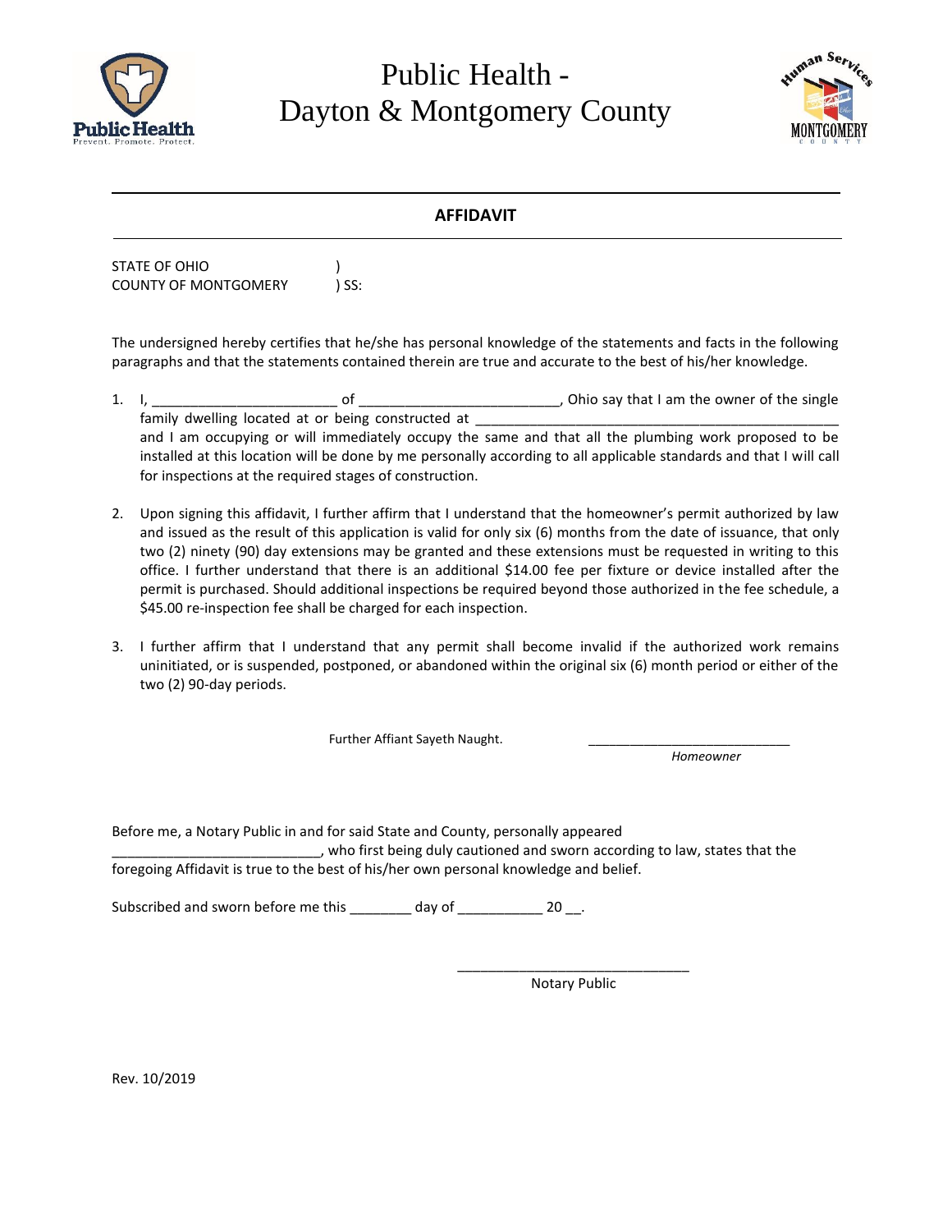# Public Health - Dayton & Montgomery County

**AFFIDAVIT**

STATE OF OHIO )
COUNTY OF MONTGOMERY ) SS:

The undersigned hereby certifies that he/she has personal knowledge of the statements and facts in the following paragraphs and that the statements contained therein are true and accurate to the best of his/her knowledge.

1. I, _______________________ of _________________________, Ohio say that I am the owner of the single family dwelling located at or being constructed at _______________________________________________ and I am occupying or will immediately occupy the same and that all the plumbing work proposed to be installed at this location will be done by me personally according to all applicable standards and that I will call for inspections at the required stages of construction.

2. Upon signing this affidavit, I further affirm that I understand that the homeowner's permit authorized by law and issued as the result of this application is valid for only six (6) months from the date of issuance, that only two (2) ninety (90) day extensions may be granted and these extensions must be requested in writing to this office. I further understand that there is an additional $14.00 fee per fixture or device installed after the permit is purchased. Should additional inspections be required beyond those authorized in the fee schedule, a $45.00 re-inspection fee shall be charged for each inspection.

3. I further affirm that I understand that any permit shall become invalid if the authorized work remains uninitiated, or is suspended, postponed, or abandoned within the original six (6) month period or either of the two (2) 90-day periods.

Further Affiant Sayeth Naught. ___________________________

*Homeowner*

Before me, a Notary Public in and for said State and County, personally appeared __________________________, who first being duly cautioned and sworn according to law, states that the foregoing Affidavit is true to the best of his/her own personal knowledge and belief.

Subscribed and sworn before me this ________ day of ___________ 20 __.

______________________________

Notary Public

Rev. 10/2019